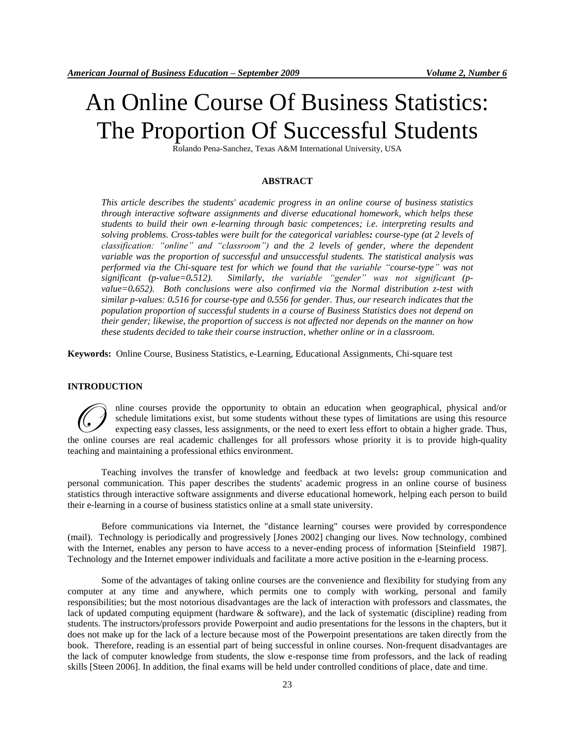# An Online Course Of Business Statistics: The Proportion Of Successful Students

Rolando Pena-Sanchez, Texas A&M International University, USA

## ABSTRACT

*This article describes the students' academic progress in an online course of business statistics through interactive software assignments and diverse educational homework, which helps these students to build their own e-learning through basic competences; i.e. interpreting results and solving problems. Cross-tables were built for the categorical variables: course-type (at 2 levels of classification: "online" and "classroom") and the 2 levels of gender, where the dependent variable was the proportion of successful and unsuccessful students. The statistical analysis was performed via the Chi-square test for which we found that the variable "course-type" was not significant (p-value=0.512). Similarly, the variable "gender" was not significant (p-value=0.652). Both conclusions were also confirmed via the Normal distribution z-test with similar p-values: 0.516 for course-type and 0.556 for gender. Thus, our research indicates that the population proportion of successful students in a course of Business Statistics does not depend on their gender; likewise, the proportion of success is not affected nor depends on the manner on how these students decided to take their course instruction, whether online or in a classroom.*

**Keywords:** Online Course, Business Statistics, e-Learning, Educational Assignments, Chi-square test

## INTRODUCTION

Online courses provide the opportunity to obtain an education when geographical, physical and/or schedule limitations exist, but some students without these types of limitations are using this resource expecting easy classes, less assignments, or the need to exert less effort to obtain a higher grade. Thus, the online courses are real academic challenges for all professors whose priority it is to provide high-quality teaching and maintaining a professional ethics environment.

Teaching involves the transfer of knowledge and feedback at two levels: group communication and personal communication. This paper describes the students' academic progress in an online course of business statistics through interactive software assignments and diverse educational homework, helping each person to build their e-learning in a course of business statistics online at a small state university.

Before communications via Internet, the "distance learning" courses were provided by correspondence (mail). Technology is periodically and progressively [Jones 2002] changing our lives. Now technology, combined with the Internet, enables any person to have access to a never-ending process of information [Steinfield 1987]. Technology and the Internet empower individuals and facilitate a more active position in the e-learning process.

Some of the advantages of taking online courses are the convenience and flexibility for studying from any computer at any time and anywhere, which permits one to comply with working, personal and family responsibilities; but the most notorious disadvantages are the lack of interaction with professors and classmates, the lack of updated computing equipment (hardware & software), and the lack of systematic (discipline) reading from students. The instructors/professors provide Powerpoint and audio presentations for the lessons in the chapters, but it does not make up for the lack of a lecture because most of the Powerpoint presentations are taken directly from the book. Therefore, reading is an essential part of being successful in online courses. Non-frequent disadvantages are the lack of computer knowledge from students, the slow e-response time from professors, and the lack of reading skills [Steen 2006]. In addition, the final exams will be held under controlled conditions of place, date and time.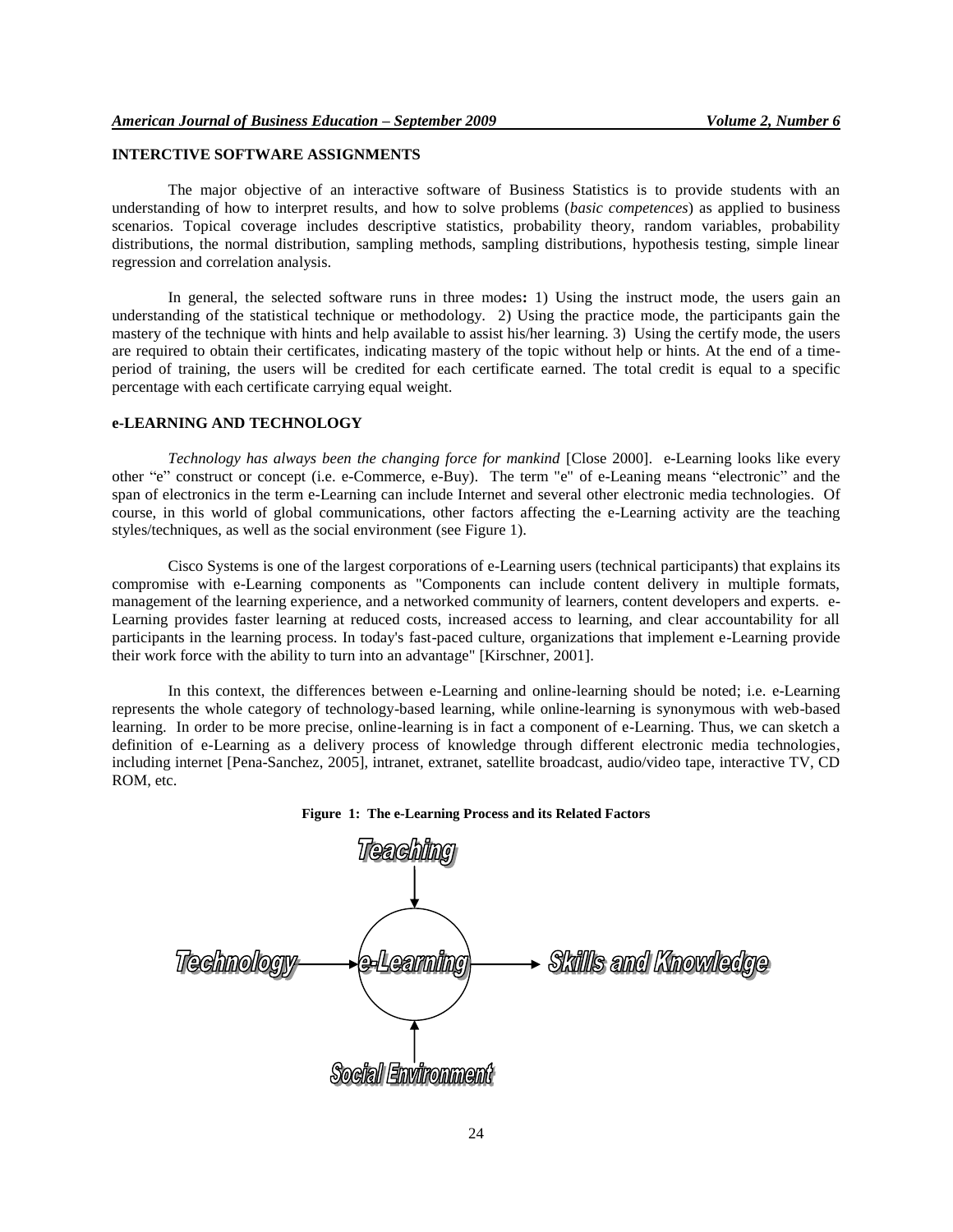## INTERCTIVE SOFTWARE ASSIGNMENTS

The major objective of an interactive software of Business Statistics is to provide students with an understanding of how to interpret results, and how to solve problems (*basic competences*) as applied to business scenarios. Topical coverage includes descriptive statistics, probability theory, random variables, probability distributions, the normal distribution, sampling methods, sampling distributions, hypothesis testing, simple linear regression and correlation analysis.

In general, the selected software runs in three modes**:** 1) Using the instruct mode, the users gain an understanding of the statistical technique or methodology. 2) Using the practice mode, the participants gain the mastery of the technique with hints and help available to assist his/her learning. 3) Using the certify mode, the users are required to obtain their certificates, indicating mastery of the topic without help or hints. At the end of a time-period of training, the users will be credited for each certificate earned. The total credit is equal to a specific percentage with each certificate carrying equal weight.

## e-LEARNING AND TECHNOLOGY

*Technology has always been the changing force for mankind* [Close 2000]. e-Learning looks like every other "e" construct or concept (i.e. e-Commerce, e-Buy). The term "e" of e-Leaning means "electronic" and the span of electronics in the term e-Learning can include Internet and several other electronic media technologies. Of course, in this world of global communications, other factors affecting the e-Learning activity are the teaching styles/techniques, as well as the social environment (see Figure 1).

Cisco Systems is one of the largest corporations of e-Learning users (technical participants) that explains its compromise with e-Learning components as "Components can include content delivery in multiple formats, management of the learning experience, and a networked community of learners, content developers and experts. e-Learning provides faster learning at reduced costs, increased access to learning, and clear accountability for all participants in the learning process. In today's fast-paced culture, organizations that implement e-Learning provide their work force with the ability to turn into an advantage" [Kirschner, 2001].

In this context, the differences between e-Learning and online-learning should be noted; i.e. e-Learning represents the whole category of technology-based learning, while online-learning is synonymous with web-based learning. In order to be more precise, online-learning is in fact a component of e-Learning. Thus, we can sketch a definition of e-Learning as a delivery process of knowledge through different electronic media technologies, including internet [Pena-Sanchez, 2005], intranet, extranet, satellite broadcast, audio/video tape, interactive TV, CD ROM, etc.

**Figure 1: The e-Learning Process and its Related Factors**

Teaching

Technology → e-Learning → Skills and Knowledge

Social Environment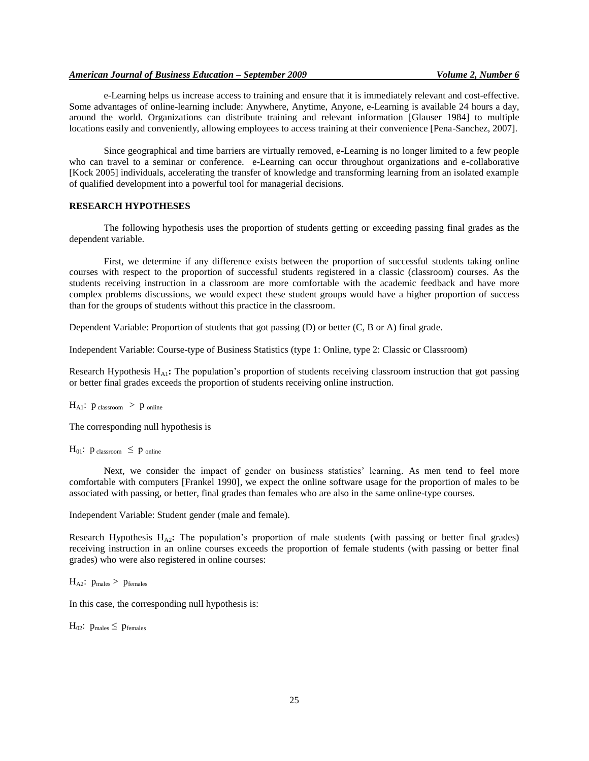e-Learning helps us increase access to training and ensure that it is immediately relevant and cost-effective. Some advantages of online-learning include: Anywhere, Anytime, Anyone, e-Learning is available 24 hours a day, around the world. Organizations can distribute training and relevant information [Glauser 1984] to multiple locations easily and conveniently, allowing employees to access training at their convenience [Pena-Sanchez, 2007].

Since geographical and time barriers are virtually removed, e-Learning is no longer limited to a few people who can travel to a seminar or conference. e-Learning can occur throughout organizations and e-collaborative [Kock 2005] individuals, accelerating the transfer of knowledge and transforming learning from an isolated example of qualified development into a powerful tool for managerial decisions.

## RESEARCH HYPOTHESES

The following hypothesis uses the proportion of students getting or exceeding passing final grades as the dependent variable.

First, we determine if any difference exists between the proportion of successful students taking online courses with respect to the proportion of successful students registered in a classic (classroom) courses. As the students receiving instruction in a classroom are more comfortable with the academic feedback and have more complex problems discussions, we would expect these student groups would have a higher proportion of success than for the groups of students without this practice in the classroom.

Dependent Variable: Proportion of students that got passing (D) or better (C, B or A) final grade.

Independent Variable: Course-type of Business Statistics (type 1: Online, type 2: Classic or Classroom)

Research Hypothesis $H_{A1}$**:** The population's proportion of students receiving classroom instruction that got passing or better final grades exceeds the proportion of students receiving online instruction.

$H_{A1}$: $p_{\text{classroom}} > p_{\text{online}}$

The corresponding null hypothesis is

$H_{01}$: $p_{\text{classroom}} \leq p_{\text{online}}$

Next, we consider the impact of gender on business statistics' learning. As men tend to feel more comfortable with computers [Frankel 1990], we expect the online software usage for the proportion of males to be associated with passing, or better, final grades than females who are also in the same online-type courses.

Independent Variable: Student gender (male and female).

Research Hypothesis $H_{A2}$**:** The population's proportion of male students (with passing or better final grades) receiving instruction in an online courses exceeds the proportion of female students (with passing or better final grades) who were also registered in online courses:

$H_{A2}$: $p_{\text{males}} > p_{\text{females}}$

In this case, the corresponding null hypothesis is:

$H_{02}$: $p_{\text{males}} \leq p_{\text{females}}$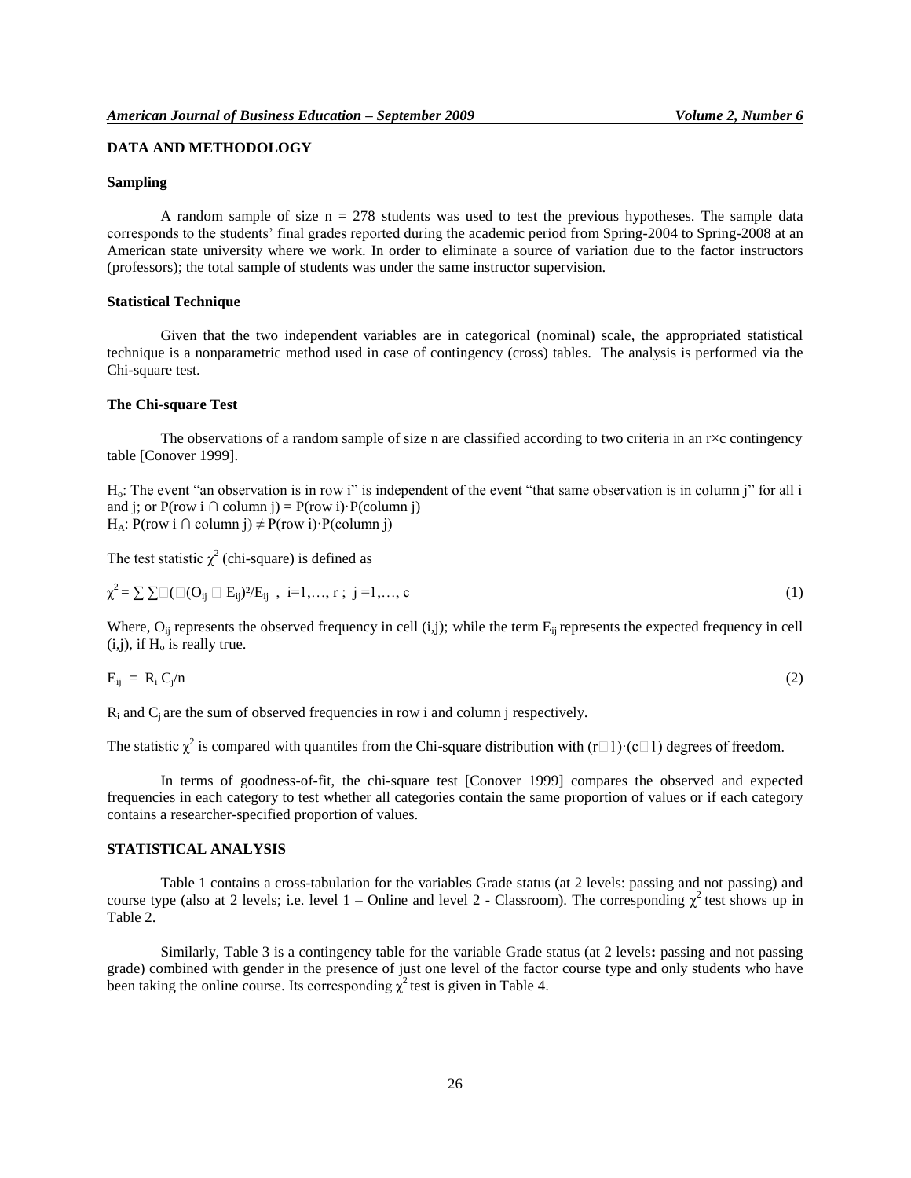## DATA AND METHODOLOGY

### Sampling

A random sample of size n = 278 students was used to test the previous hypotheses. The sample data corresponds to the students' final grades reported during the academic period from Spring-2004 to Spring-2008 at an American state university where we work. In order to eliminate a source of variation due to the factor instructors (professors); the total sample of students was under the same instructor supervision.

### Statistical Technique

Given that the two independent variables are in categorical (nominal) scale, the appropriated statistical technique is a nonparametric method used in case of contingency (cross) tables. The analysis is performed via the Chi-square test.

### The Chi-square Test

The observations of a random sample of size n are classified according to two criteria in an r×c contingency table [Conover 1999].

$H_o$: The event "an observation is in row i" is independent of the event "that same observation is in column j" for all i and j; or P(row i ∩ column j) = P(row i)·P(column j)
$H_A$: P(row i ∩ column j) ≠ P(row i)·P(column j)

The test statistic $\chi^2$ (chi-square) is defined as

$$\chi^2 = \sum \sum (O_{ij} - E_{ij})^2 / E_{ij} \;,\; i=1,\ldots, r \;;\; j=1,\ldots, c \tag{1}$$

Where, $O_{ij}$ represents the observed frequency in cell (i,j); while the term $E_{ij}$ represents the expected frequency in cell (i,j), if $H_o$ is really true.

$$E_{ij} = R_i C_j / n \tag{2}$$

$R_i$ and $C_j$ are the sum of observed frequencies in row i and column j respectively.

The statistic $\chi^2$ is compared with quantiles from the Chi-square distribution with $(r-1)\cdot(c-1)$ degrees of freedom.

In terms of goodness-of-fit, the chi-square test [Conover 1999] compares the observed and expected frequencies in each category to test whether all categories contain the same proportion of values or if each category contains a researcher-specified proportion of values.

## STATISTICAL ANALYSIS

Table 1 contains a cross-tabulation for the variables Grade status (at 2 levels: passing and not passing) and course type (also at 2 levels; i.e. level 1 – Online and level 2 - Classroom). The corresponding $\chi^2$ test shows up in Table 2.

Similarly, Table 3 is a contingency table for the variable Grade status (at 2 levels**:** passing and not passing grade) combined with gender in the presence of just one level of the factor course type and only students who have been taking the online course. Its corresponding $\chi^2$ test is given in Table 4.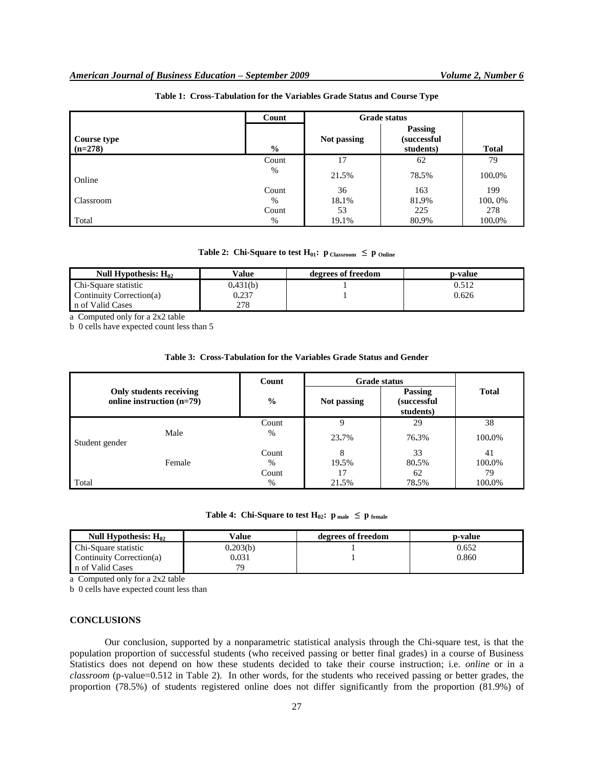**Table 1: Cross-Tabulation for the Variables Grade Status and Course Type**

| Course type (n=278) | Count / % | Not passing | Passing (successful students) | Total |
|---|---|---|---|---|
| Online | Count | 17 | 62 | 79 |
| | % | 21.5% | 78.5% | 100.0% |
| Classroom | Count | 36 | 163 | 199 |
| | % | 18.1% | 81.9% | 100. 0% |
| Total | Count | 53 | 225 | 278 |
| | % | 19.1% | 80.9% | 100.0% |

**Table 2: Chi-Square to test $H_{01}$: $p_{Classroom} \leq p_{Online}$**

| Null Hypothesis: $H_{02}$ | Value | degrees of freedom | p-value |
|---|---|---|---|
| Chi-Square statistic | 0.431(b) | 1 | 0.512 |
| Continuity Correction(a) | 0.237 | 1 | 0.626 |
| n of Valid Cases | 278 | | |

a Computed only for a 2x2 table
b 0 cells have expected count less than 5

**Table 3: Cross-Tabulation for the Variables Grade Status and Gender**

| Only students receiving online instruction (n=79) | | Count / % | Not passing | Passing (successful students) | Total |
|---|---|---|---|---|---|
| Student gender | Male | Count | 9 | 29 | 38 |
| | | % | 23.7% | 76.3% | 100.0% |
| | Female | Count | 8 | 33 | 41 |
| | | % | 19.5% | 80.5% | 100.0% |
| Total | | Count | 17 | 62 | 79 |
| | | % | 21.5% | 78.5% | 100.0% |

**Table 4: Chi-Square to test $H_{02}$: $p_{male} \leq p_{female}$**

| Null Hypothesis: $H_{02}$ | Value | degrees of freedom | p-value |
|---|---|---|---|
| Chi-Square statistic | 0.203(b) | 1 | 0.652 |
| Continuity Correction(a) | 0.031 | 1 | 0.860 |
| n of Valid Cases | 79 | | |

a Computed only for a 2x2 table
b 0 cells have expected count less than

## CONCLUSIONS

Our conclusion, supported by a nonparametric statistical analysis through the Chi-square test, is that the population proportion of successful students (who received passing or better final grades) in a course of Business Statistics does not depend on how these students decided to take their course instruction; i.e. *online* or in a *classroom* (p-value=0.512 in Table 2). In other words, for the students who received passing or better grades, the proportion (78.5%) of students registered online does not differ significantly from the proportion (81.9%) of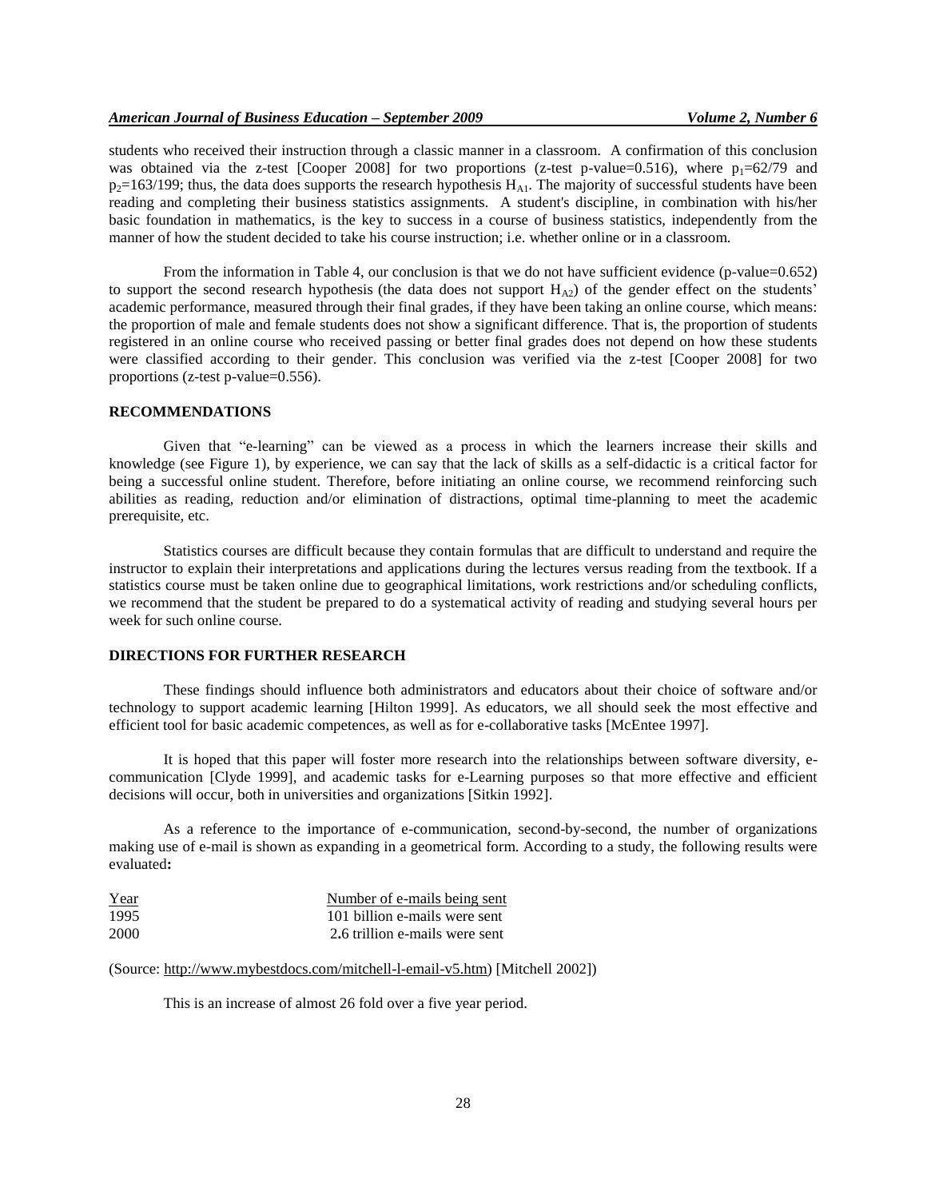students who received their instruction through a classic manner in a classroom. A confirmation of this conclusion was obtained via the z-test [Cooper 2008] for two proportions (z-test p-value=0.516), where $p_1$=62/79 and $p_2$=163/199; thus, the data does supports the research hypothesis $H_{A1}$. The majority of successful students have been reading and completing their business statistics assignments. A student's discipline, in combination with his/her basic foundation in mathematics, is the key to success in a course of business statistics, independently from the manner of how the student decided to take his course instruction; i.e. whether online or in a classroom.

From the information in Table 4, our conclusion is that we do not have sufficient evidence (p-value=0.652) to support the second research hypothesis (the data does not support $H_{A2}$) of the gender effect on the students' academic performance, measured through their final grades, if they have been taking an online course, which means: the proportion of male and female students does not show a significant difference. That is, the proportion of students registered in an online course who received passing or better final grades does not depend on how these students were classified according to their gender. This conclusion was verified via the z-test [Cooper 2008] for two proportions (z-test p-value=0.556).

## RECOMMENDATIONS

Given that "e-learning" can be viewed as a process in which the learners increase their skills and knowledge (see Figure 1), by experience, we can say that the lack of skills as a self-didactic is a critical factor for being a successful online student. Therefore, before initiating an online course, we recommend reinforcing such abilities as reading, reduction and/or elimination of distractions, optimal time-planning to meet the academic prerequisite, etc.

Statistics courses are difficult because they contain formulas that are difficult to understand and require the instructor to explain their interpretations and applications during the lectures versus reading from the textbook. If a statistics course must be taken online due to geographical limitations, work restrictions and/or scheduling conflicts, we recommend that the student be prepared to do a systematical activity of reading and studying several hours per week for such online course.

## DIRECTIONS FOR FURTHER RESEARCH

These findings should influence both administrators and educators about their choice of software and/or technology to support academic learning [Hilton 1999]. As educators, we all should seek the most effective and efficient tool for basic academic competences, as well as for e-collaborative tasks [McEntee 1997].

It is hoped that this paper will foster more research into the relationships between software diversity, e-communication [Clyde 1999], and academic tasks for e-Learning purposes so that more effective and efficient decisions will occur, both in universities and organizations [Sitkin 1992].

As a reference to the importance of e-communication, second-by-second, the number of organizations making use of e-mail is shown as expanding in a geometrical form. According to a study, the following results were evaluated**:**

| Year | Number of e-mails being sent |
|---|---|
| 1995 | 101 billion e-mails were sent |
| 2000 | 2.6 trillion e-mails were sent |

(Source: http://www.mybestdocs.com/mitchell-l-email-v5.htm) [Mitchell 2002])

This is an increase of almost 26 fold over a five year period.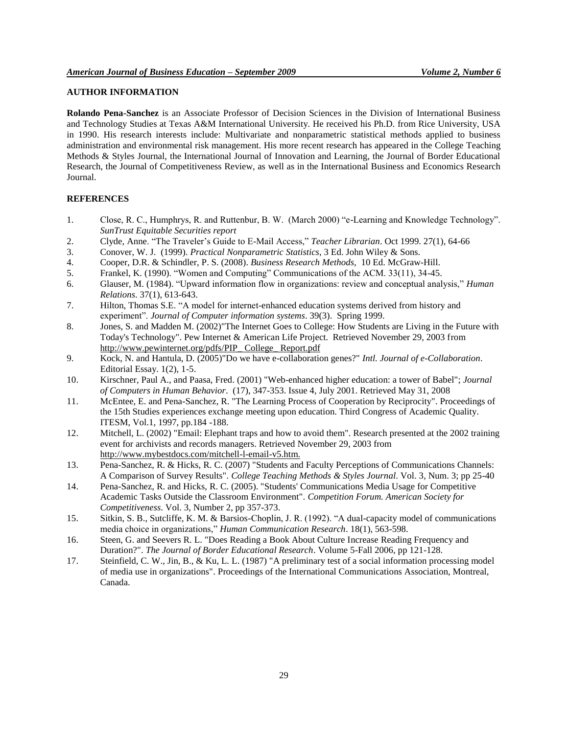## AUTHOR INFORMATION

**Rolando Pena-Sanchez** is an Associate Professor of Decision Sciences in the Division of International Business and Technology Studies at Texas A&M International University. He received his Ph.D. from Rice University, USA in 1990. His research interests include: Multivariate and nonparametric statistical methods applied to business administration and environmental risk management. His more recent research has appeared in the College Teaching Methods & Styles Journal, the International Journal of Innovation and Learning, the Journal of Border Educational Research, the Journal of Competitiveness Review, as well as in the International Business and Economics Research Journal.

## REFERENCES

1. Close, R. C., Humphrys, R. and Ruttenbur, B. W. (March 2000) "e-Learning and Knowledge Technology". *SunTrust Equitable Securities report*
2. Clyde, Anne. "The Traveler's Guide to E-Mail Access," *Teacher Librarian*. Oct 1999. 27(1), 64-66
3. Conover, W. J. (1999). *Practical Nonparametric Statistics*, 3 Ed. John Wiley & Sons.
4. Cooper, D.R. & Schindler, P. S. (2008). *Business Research Methods,* 10 Ed. McGraw-Hill.
5. Frankel, K. (1990). "Women and Computing" Communications of the ACM. 33(11), 34-45.
6. Glauser, M. (1984). "Upward information flow in organizations: review and conceptual analysis," *Human Relations*. 37(1), 613-643.
7. Hilton, Thomas S.E. "A model for internet-enhanced education systems derived from history and experiment". *Journal of Computer information systems*. 39(3). Spring 1999.
8. Jones, S. and Madden M. (2002)"The Internet Goes to College: How Students are Living in the Future with Today's Technology". Pew Internet & American Life Project. Retrieved November 29, 2003 from http://www.pewinternet.org/pdfs/PIP_ College_ Report.pdf
9. Kock, N. and Hantula, D. (2005)"Do we have e-collaboration genes?" *Intl. Journal of e-Collaboration*. Editorial Essay. 1(2), 1-5.
10. Kirschner, Paul A., and Paasa, Fred. (2001) "Web-enhanced higher education: a tower of Babel"; *Journal of Computers in Human Behavior*. (17), 347-353. Issue 4, July 2001. Retrieved May 31, 2008
11. McEntee, E. and Pena-Sanchez, R. "The Learning Process of Cooperation by Reciprocity". Proceedings of the 15th Studies experiences exchange meeting upon education. Third Congress of Academic Quality. ITESM, Vol.1, 1997, pp.184 -188.
12. Mitchell, L. (2002) "Email: Elephant traps and how to avoid them". Research presented at the 2002 training event for archivists and records managers. Retrieved November 29, 2003 from http://www.mybestdocs.com/mitchell-l-email-v5.htm.
13. Pena-Sanchez, R. & Hicks, R. C. (2007) "Students and Faculty Perceptions of Communications Channels: A Comparison of Survey Results". *College Teaching Methods & Styles Journal*. Vol. 3, Num. 3; pp 25-40
14. Pena-Sanchez, R. and Hicks, R. C. (2005). "Students' Communications Media Usage for Competitive Academic Tasks Outside the Classroom Environment". *Competition Forum. American Society for Competitiveness*. Vol. 3, Number 2, pp 357-373.
15. Sitkin, S. B., Sutcliffe, K. M. & Barsios-Choplin, J. R. (1992). "A dual-capacity model of communications media choice in organizations," *Human Communication Research*. 18(1), 563-598.
16. Steen, G. and Seevers R. L. "Does Reading a Book About Culture Increase Reading Frequency and Duration?". *The Journal of Border Educational Research*. Volume 5-Fall 2006, pp 121-128.
17. Steinfield, C. W., Jin, B., & Ku, L. L. (1987) "A preliminary test of a social information processing model of media use in organizations". Proceedings of the International Communications Association, Montreal, Canada.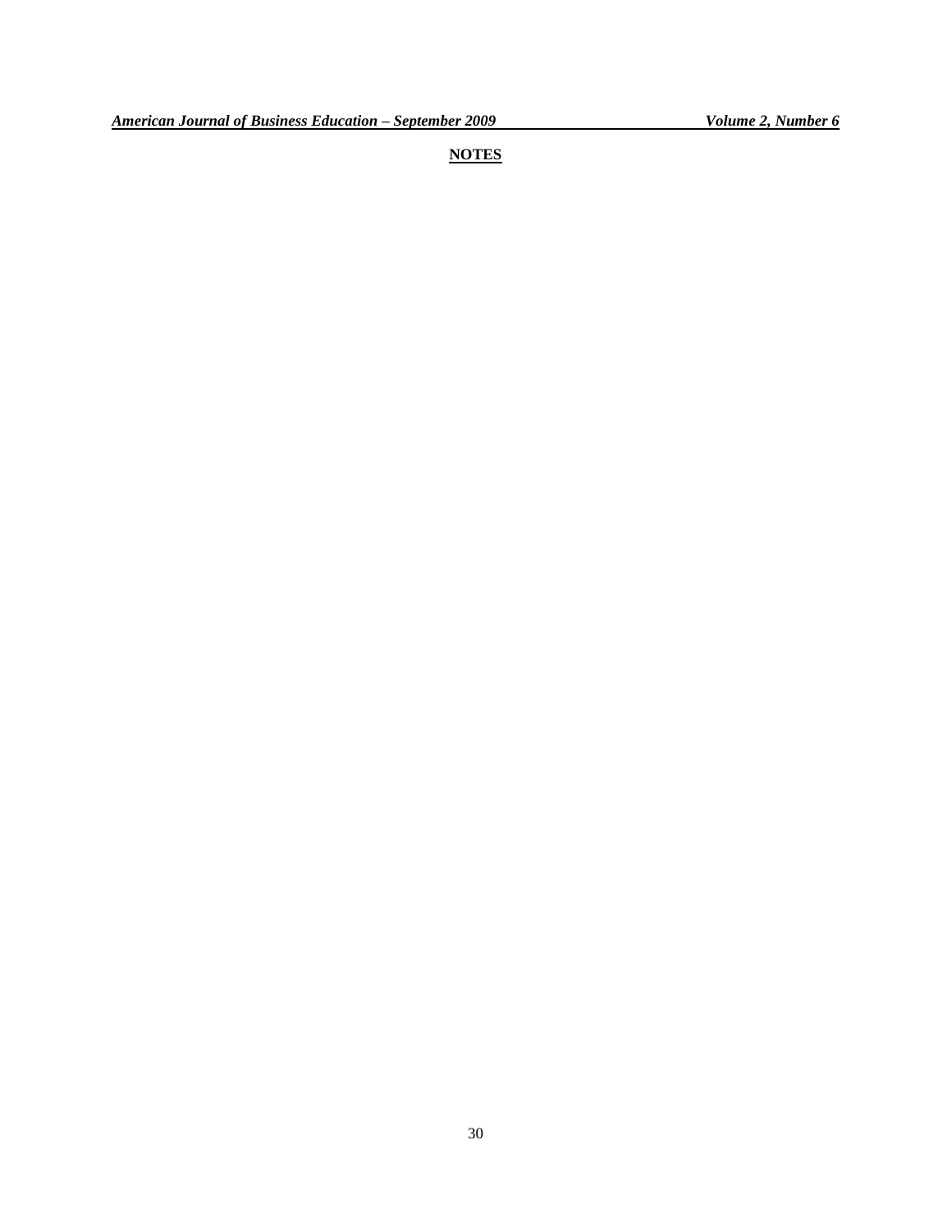**NOTES**